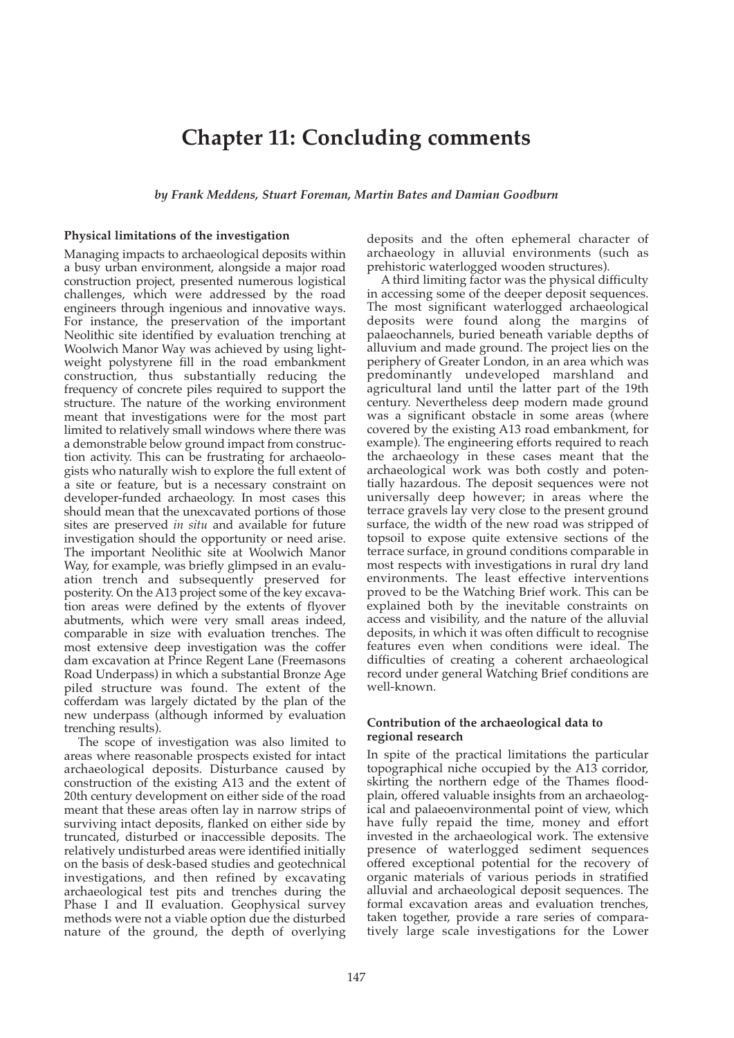# Chapter 11: Concluding comments

*by Frank Meddens, Stuart Foreman, Martin Bates and Damian Goodburn*

**Physical limitations of the investigation**

Managing impacts to archaeological deposits within a busy urban environment, alongside a major road construction project, presented numerous logistical challenges, which were addressed by the road engineers through ingenious and innovative ways. For instance, the preservation of the important Neolithic site identified by evaluation trenching at Woolwich Manor Way was achieved by using lightweight polystyrene fill in the road embankment construction, thus substantially reducing the frequency of concrete piles required to support the structure. The nature of the working environment meant that investigations were for the most part limited to relatively small windows where there was a demonstrable below ground impact from construction activity. This can be frustrating for archaeologists who naturally wish to explore the full extent of a site or feature, but is a necessary constraint on developer-funded archaeology. In most cases this should mean that the unexcavated portions of those sites are preserved *in situ* and available for future investigation should the opportunity or need arise. The important Neolithic site at Woolwich Manor Way, for example, was briefly glimpsed in an evaluation trench and subsequently preserved for posterity. On the A13 project some of the key excavation areas were defined by the extents of flyover abutments, which were very small areas indeed, comparable in size with evaluation trenches. The most extensive deep investigation was the coffer dam excavation at Prince Regent Lane (Freemasons Road Underpass) in which a substantial Bronze Age piled structure was found. The extent of the cofferdam was largely dictated by the plan of the new underpass (although informed by evaluation trenching results).

The scope of investigation was also limited to areas where reasonable prospects existed for intact archaeological deposits. Disturbance caused by construction of the existing A13 and the extent of 20th century development on either side of the road meant that these areas often lay in narrow strips of surviving intact deposits, flanked on either side by truncated, disturbed or inaccessible deposits. The relatively undisturbed areas were identified initially on the basis of desk-based studies and geotechnical investigations, and then refined by excavating archaeological test pits and trenches during the Phase I and II evaluation. Geophysical survey methods were not a viable option due the disturbed nature of the ground, the depth of overlying deposits and the often ephemeral character of archaeology in alluvial environments (such as prehistoric waterlogged wooden structures).

A third limiting factor was the physical difficulty in accessing some of the deeper deposit sequences. The most significant waterlogged archaeological deposits were found along the margins of palaeochannels, buried beneath variable depths of alluvium and made ground. The project lies on the periphery of Greater London, in an area which was predominantly undeveloped marshland and agricultural land until the latter part of the 19th century. Nevertheless deep modern made ground was a significant obstacle in some areas (where covered by the existing A13 road embankment, for example). The engineering efforts required to reach the archaeology in these cases meant that the archaeological work was both costly and potentially hazardous. The deposit sequences were not universally deep however; in areas where the terrace gravels lay very close to the present ground surface, the width of the new road was stripped of topsoil to expose quite extensive sections of the terrace surface, in ground conditions comparable in most respects with investigations in rural dry land environments. The least effective interventions proved to be the Watching Brief work. This can be explained both by the inevitable constraints on access and visibility, and the nature of the alluvial deposits, in which it was often difficult to recognise features even when conditions were ideal. The difficulties of creating a coherent archaeological record under general Watching Brief conditions are well-known.

**Contribution of the archaeological data to regional research**

In spite of the practical limitations the particular topographical niche occupied by the A13 corridor, skirting the northern edge of the Thames floodplain, offered valuable insights from an archaeological and palaeoenvironmental point of view, which have fully repaid the time, money and effort invested in the archaeological work. The extensive presence of waterlogged sediment sequences offered exceptional potential for the recovery of organic materials of various periods in stratified alluvial and archaeological deposit sequences. The formal excavation areas and evaluation trenches, taken together, provide a rare series of comparatively large scale investigations for the Lower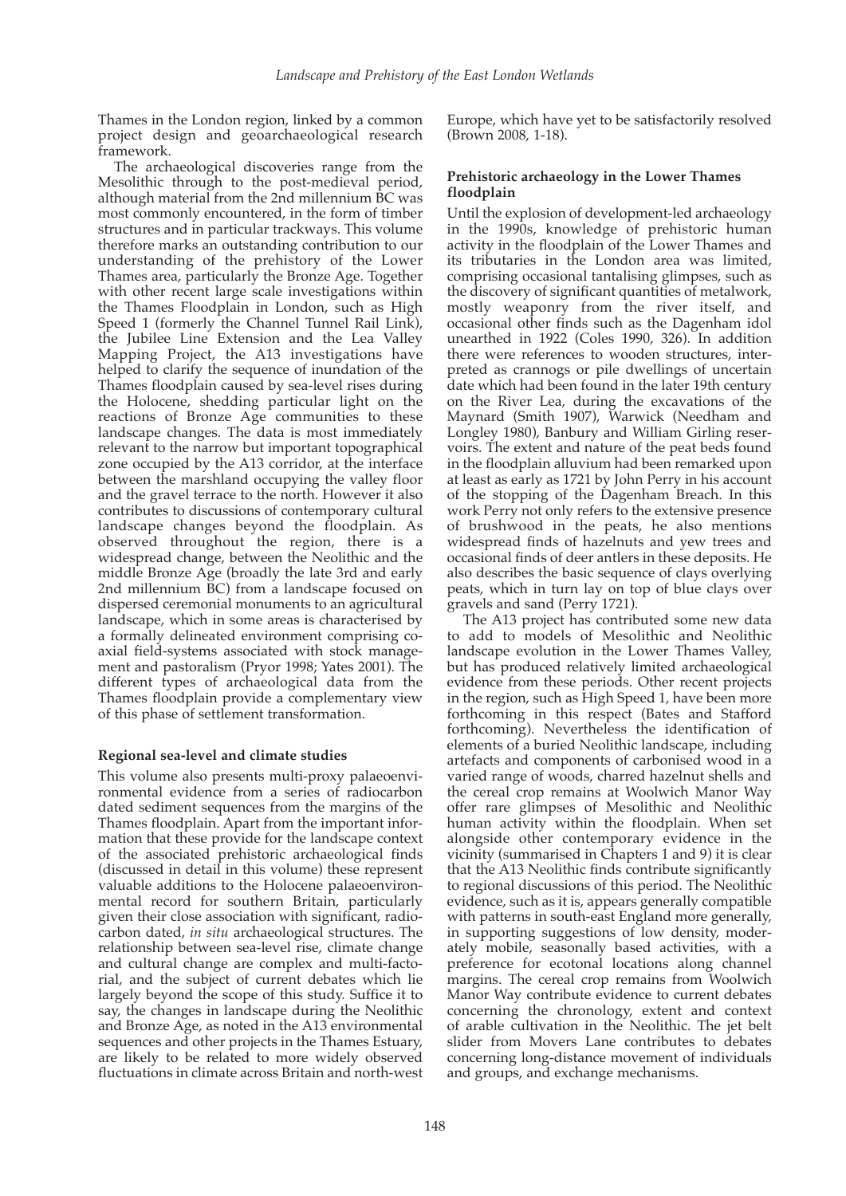Thames in the London region, linked by a common project design and geoarchaeological research framework.

The archaeological discoveries range from the Mesolithic through to the post-medieval period, although material from the 2nd millennium BC was most commonly encountered, in the form of timber structures and in particular trackways. This volume therefore marks an outstanding contribution to our understanding of the prehistory of the Lower Thames area, particularly the Bronze Age. Together with other recent large scale investigations within the Thames Floodplain in London, such as High Speed 1 (formerly the Channel Tunnel Rail Link), the Jubilee Line Extension and the Lea Valley Mapping Project, the A13 investigations have helped to clarify the sequence of inundation of the Thames floodplain caused by sea-level rises during the Holocene, shedding particular light on the reactions of Bronze Age communities to these landscape changes. The data is most immediately relevant to the narrow but important topographical zone occupied by the A13 corridor, at the interface between the marshland occupying the valley floor and the gravel terrace to the north. However it also contributes to discussions of contemporary cultural landscape changes beyond the floodplain. As observed throughout the region, there is a widespread change, between the Neolithic and the middle Bronze Age (broadly the late 3rd and early 2nd millennium BC) from a landscape focused on dispersed ceremonial monuments to an agricultural landscape, which in some areas is characterised by a formally delineated environment comprising co-axial field-systems associated with stock management and pastoralism (Pryor 1998; Yates 2001). The different types of archaeological data from the Thames floodplain provide a complementary view of this phase of settlement transformation.

### Regional sea-level and climate studies

This volume also presents multi-proxy palaeoenvironmental evidence from a series of radiocarbon dated sediment sequences from the margins of the Thames floodplain. Apart from the important information that these provide for the landscape context of the associated prehistoric archaeological finds (discussed in detail in this volume) these represent valuable additions to the Holocene palaeoenvironmental record for southern Britain, particularly given their close association with significant, radiocarbon dated, *in situ* archaeological structures. The relationship between sea-level rise, climate change and cultural change are complex and multi-factorial, and the subject of current debates which lie largely beyond the scope of this study. Suffice it to say, the changes in landscape during the Neolithic and Bronze Age, as noted in the A13 environmental sequences and other projects in the Thames Estuary, are likely to be related to more widely observed fluctuations in climate across Britain and north-west Europe, which have yet to be satisfactorily resolved (Brown 2008, 1-18).

### Prehistoric archaeology in the Lower Thames floodplain

Until the explosion of development-led archaeology in the 1990s, knowledge of prehistoric human activity in the floodplain of the Lower Thames and its tributaries in the London area was limited, comprising occasional tantalising glimpses, such as the discovery of significant quantities of metalwork, mostly weaponry from the river itself, and occasional other finds such as the Dagenham idol unearthed in 1922 (Coles 1990, 326). In addition there were references to wooden structures, interpreted as crannogs or pile dwellings of uncertain date which had been found in the later 19th century on the River Lea, during the excavations of the Maynard (Smith 1907), Warwick (Needham and Longley 1980), Banbury and William Girling reservoirs. The extent and nature of the peat beds found in the floodplain alluvium had been remarked upon at least as early as 1721 by John Perry in his account of the stopping of the Dagenham Breach. In this work Perry not only refers to the extensive presence of brushwood in the peats, he also mentions widespread finds of hazelnuts and yew trees and occasional finds of deer antlers in these deposits. He also describes the basic sequence of clays overlying peats, which in turn lay on top of blue clays over gravels and sand (Perry 1721).

The A13 project has contributed some new data to add to models of Mesolithic and Neolithic landscape evolution in the Lower Thames Valley, but has produced relatively limited archaeological evidence from these periods. Other recent projects in the region, such as High Speed 1, have been more forthcoming in this respect (Bates and Stafford forthcoming). Nevertheless the identification of elements of a buried Neolithic landscape, including artefacts and components of carbonised wood in a varied range of woods, charred hazelnut shells and the cereal crop remains at Woolwich Manor Way offer rare glimpses of Mesolithic and Neolithic human activity within the floodplain. When set alongside other contemporary evidence in the vicinity (summarised in Chapters 1 and 9) it is clear that the A13 Neolithic finds contribute significantly to regional discussions of this period. The Neolithic evidence, such as it is, appears generally compatible with patterns in south-east England more generally, in supporting suggestions of low density, moderately mobile, seasonally based activities, with a preference for ecotonal locations along channel margins. The cereal crop remains from Woolwich Manor Way contribute evidence to current debates concerning the chronology, extent and context of arable cultivation in the Neolithic. The jet belt slider from Movers Lane contributes to debates concerning long-distance movement of individuals and groups, and exchange mechanisms.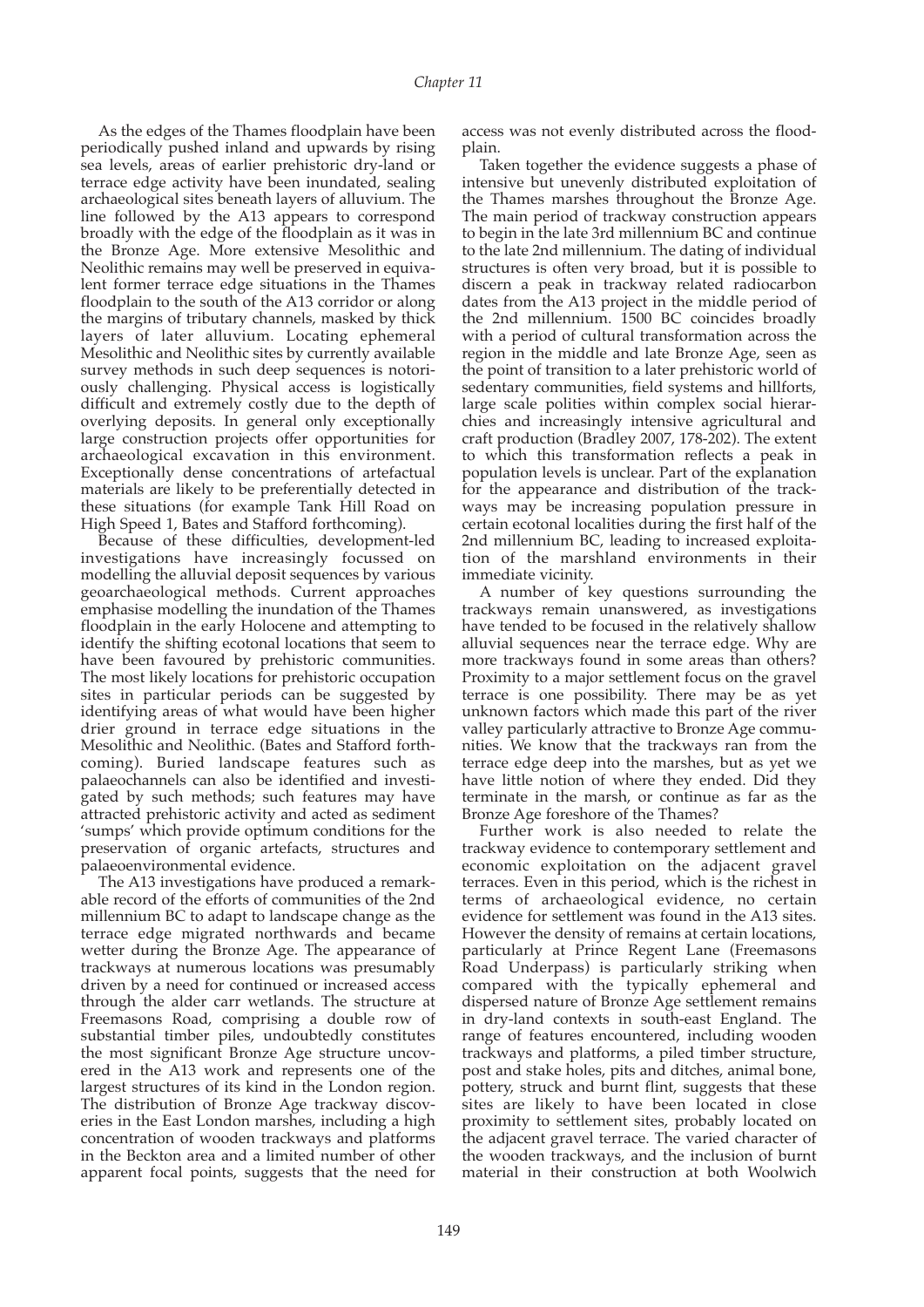As the edges of the Thames floodplain have been periodically pushed inland and upwards by rising sea levels, areas of earlier prehistoric dry-land or terrace edge activity have been inundated, sealing archaeological sites beneath layers of alluvium. The line followed by the A13 appears to correspond broadly with the edge of the floodplain as it was in the Bronze Age. More extensive Mesolithic and Neolithic remains may well be preserved in equivalent former terrace edge situations in the Thames floodplain to the south of the A13 corridor or along the margins of tributary channels, masked by thick layers of later alluvium. Locating ephemeral Mesolithic and Neolithic sites by currently available survey methods in such deep sequences is notoriously challenging. Physical access is logistically difficult and extremely costly due to the depth of overlying deposits. In general only exceptionally large construction projects offer opportunities for archaeological excavation in this environment. Exceptionally dense concentrations of artefactual materials are likely to be preferentially detected in these situations (for example Tank Hill Road on High Speed 1, Bates and Stafford forthcoming).

Because of these difficulties, development-led investigations have increasingly focussed on modelling the alluvial deposit sequences by various geoarchaeological methods. Current approaches emphasise modelling the inundation of the Thames floodplain in the early Holocene and attempting to identify the shifting ecotonal locations that seem to have been favoured by prehistoric communities. The most likely locations for prehistoric occupation sites in particular periods can be suggested by identifying areas of what would have been higher drier ground in terrace edge situations in the Mesolithic and Neolithic. (Bates and Stafford forthcoming). Buried landscape features such as palaeochannels can also be identified and investigated by such methods; such features may have attracted prehistoric activity and acted as sediment 'sumps' which provide optimum conditions for the preservation of organic artefacts, structures and palaeoenvironmental evidence.

The A13 investigations have produced a remarkable record of the efforts of communities of the 2nd millennium BC to adapt to landscape change as the terrace edge migrated northwards and became wetter during the Bronze Age. The appearance of trackways at numerous locations was presumably driven by a need for continued or increased access through the alder carr wetlands. The structure at Freemasons Road, comprising a double row of substantial timber piles, undoubtedly constitutes the most significant Bronze Age structure uncovered in the A13 work and represents one of the largest structures of its kind in the London region. The distribution of Bronze Age trackway discoveries in the East London marshes, including a high concentration of wooden trackways and platforms in the Beckton area and a limited number of other apparent focal points, suggests that the need for access was not evenly distributed across the floodplain.

Taken together the evidence suggests a phase of intensive but unevenly distributed exploitation of the Thames marshes throughout the Bronze Age. The main period of trackway construction appears to begin in the late 3rd millennium BC and continue to the late 2nd millennium. The dating of individual structures is often very broad, but it is possible to discern a peak in trackway related radiocarbon dates from the A13 project in the middle period of the 2nd millennium. 1500 BC coincides broadly with a period of cultural transformation across the region in the middle and late Bronze Age, seen as the point of transition to a later prehistoric world of sedentary communities, field systems and hillforts, large scale polities within complex social hierarchies and increasingly intensive agricultural and craft production (Bradley 2007, 178-202). The extent to which this transformation reflects a peak in population levels is unclear. Part of the explanation for the appearance and distribution of the trackways may be increasing population pressure in certain ecotonal localities during the first half of the 2nd millennium BC, leading to increased exploitation of the marshland environments in their immediate vicinity.

A number of key questions surrounding the trackways remain unanswered, as investigations have tended to be focused in the relatively shallow alluvial sequences near the terrace edge. Why are more trackways found in some areas than others? Proximity to a major settlement focus on the gravel terrace is one possibility. There may be as yet unknown factors which made this part of the river valley particularly attractive to Bronze Age communities. We know that the trackways ran from the terrace edge deep into the marshes, but as yet we have little notion of where they ended. Did they terminate in the marsh, or continue as far as the Bronze Age foreshore of the Thames?

Further work is also needed to relate the trackway evidence to contemporary settlement and economic exploitation on the adjacent gravel terraces. Even in this period, which is the richest in terms of archaeological evidence, no certain evidence for settlement was found in the A13 sites. However the density of remains at certain locations, particularly at Prince Regent Lane (Freemasons Road Underpass) is particularly striking when compared with the typically ephemeral and dispersed nature of Bronze Age settlement remains in dry-land contexts in south-east England. The range of features encountered, including wooden trackways and platforms, a piled timber structure, post and stake holes, pits and ditches, animal bone, pottery, struck and burnt flint, suggests that these sites are likely to have been located in close proximity to settlement sites, probably located on the adjacent gravel terrace. The varied character of the wooden trackways, and the inclusion of burnt material in their construction at both Woolwich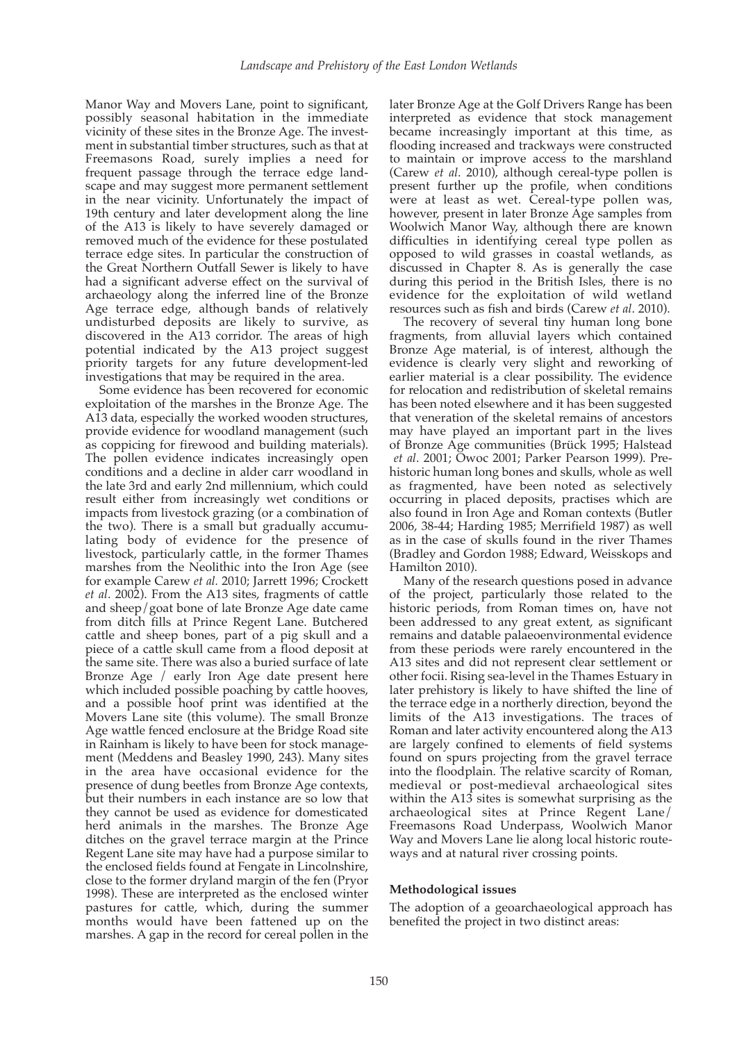Manor Way and Movers Lane, point to significant, possibly seasonal habitation in the immediate vicinity of these sites in the Bronze Age. The investment in substantial timber structures, such as that at Freemasons Road, surely implies a need for frequent passage through the terrace edge landscape and may suggest more permanent settlement in the near vicinity. Unfortunately the impact of 19th century and later development along the line of the A13 is likely to have severely damaged or removed much of the evidence for these postulated terrace edge sites. In particular the construction of the Great Northern Outfall Sewer is likely to have had a significant adverse effect on the survival of archaeology along the inferred line of the Bronze Age terrace edge, although bands of relatively undisturbed deposits are likely to survive, as discovered in the A13 corridor. The areas of high potential indicated by the A13 project suggest priority targets for any future development-led investigations that may be required in the area.

Some evidence has been recovered for economic exploitation of the marshes in the Bronze Age. The A13 data, especially the worked wooden structures, provide evidence for woodland management (such as coppicing for firewood and building materials). The pollen evidence indicates increasingly open conditions and a decline in alder carr woodland in the late 3rd and early 2nd millennium, which could result either from increasingly wet conditions or impacts from livestock grazing (or a combination of the two). There is a small but gradually accumulating body of evidence for the presence of livestock, particularly cattle, in the former Thames marshes from the Neolithic into the Iron Age (see for example Carew *et al.* 2010; Jarrett 1996; Crockett *et al*. 2002). From the A13 sites, fragments of cattle and sheep/goat bone of late Bronze Age date came from ditch fills at Prince Regent Lane. Butchered cattle and sheep bones, part of a pig skull and a piece of a cattle skull came from a flood deposit at the same site. There was also a buried surface of late Bronze Age / early Iron Age date present here which included possible poaching by cattle hooves, and a possible hoof print was identified at the Movers Lane site (this volume). The small Bronze Age wattle fenced enclosure at the Bridge Road site in Rainham is likely to have been for stock management (Meddens and Beasley 1990, 243). Many sites in the area have occasional evidence for the presence of dung beetles from Bronze Age contexts, but their numbers in each instance are so low that they cannot be used as evidence for domesticated herd animals in the marshes. The Bronze Age ditches on the gravel terrace margin at the Prince Regent Lane site may have had a purpose similar to the enclosed fields found at Fengate in Lincolnshire, close to the former dryland margin of the fen (Pryor 1998). These are interpreted as the enclosed winter pastures for cattle, which, during the summer months would have been fattened up on the marshes. A gap in the record for cereal pollen in the later Bronze Age at the Golf Drivers Range has been interpreted as evidence that stock management became increasingly important at this time, as flooding increased and trackways were constructed to maintain or improve access to the marshland (Carew *et al*. 2010), although cereal-type pollen is present further up the profile, when conditions were at least as wet. Cereal-type pollen was, however, present in later Bronze Age samples from Woolwich Manor Way, although there are known difficulties in identifying cereal type pollen as opposed to wild grasses in coastal wetlands, as discussed in Chapter 8. As is generally the case during this period in the British Isles, there is no evidence for the exploitation of wild wetland resources such as fish and birds (Carew *et al*. 2010).

The recovery of several tiny human long bone fragments, from alluvial layers which contained Bronze Age material, is of interest, although the evidence is clearly very slight and reworking of earlier material is a clear possibility. The evidence for relocation and redistribution of skeletal remains has been noted elsewhere and it has been suggested that veneration of the skeletal remains of ancestors may have played an important part in the lives of Bronze Age communities (Brück 1995; Halstead *et al*. 2001; Owoc 2001; Parker Pearson 1999). Prehistoric human long bones and skulls, whole as well as fragmented, have been noted as selectively occurring in placed deposits, practises which are also found in Iron Age and Roman contexts (Butler 2006, 38-44; Harding 1985; Merrifield 1987) as well as in the case of skulls found in the river Thames (Bradley and Gordon 1988; Edward, Weisskops and Hamilton 2010).

Many of the research questions posed in advance of the project, particularly those related to the historic periods, from Roman times on, have not been addressed to any great extent, as significant remains and datable palaeoenvironmental evidence from these periods were rarely encountered in the A13 sites and did not represent clear settlement or other focii. Rising sea-level in the Thames Estuary in later prehistory is likely to have shifted the line of the terrace edge in a northerly direction, beyond the limits of the A13 investigations. The traces of Roman and later activity encountered along the A13 are largely confined to elements of field systems found on spurs projecting from the gravel terrace into the floodplain. The relative scarcity of Roman, medieval or post-medieval archaeological sites within the A13 sites is somewhat surprising as the archaeological sites at Prince Regent Lane/ Freemasons Road Underpass, Woolwich Manor Way and Movers Lane lie along local historic routeways and at natural river crossing points.

### Methodological issues

The adoption of a geoarchaeological approach has benefited the project in two distinct areas: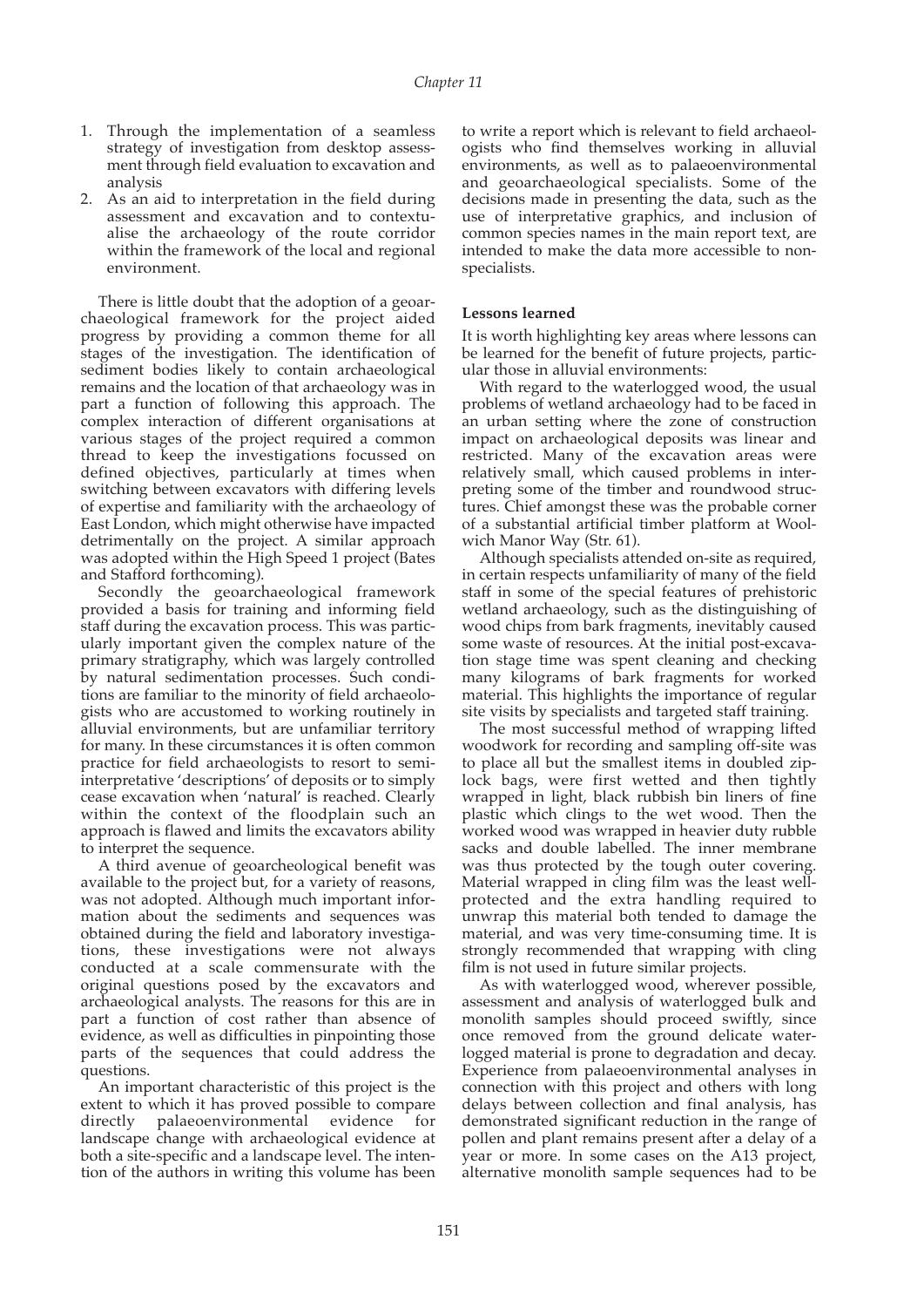1. Through the implementation of a seamless strategy of investigation from desktop assessment through field evaluation to excavation and analysis
2. As an aid to interpretation in the field during assessment and excavation and to contextualise the archaeology of the route corridor within the framework of the local and regional environment.

There is little doubt that the adoption of a geoarchaeological framework for the project aided progress by providing a common theme for all stages of the investigation. The identification of sediment bodies likely to contain archaeological remains and the location of that archaeology was in part a function of following this approach. The complex interaction of different organisations at various stages of the project required a common thread to keep the investigations focussed on defined objectives, particularly at times when switching between excavators with differing levels of expertise and familiarity with the archaeology of East London, which might otherwise have impacted detrimentally on the project. A similar approach was adopted within the High Speed 1 project (Bates and Stafford forthcoming).

Secondly the geoarchaeological framework provided a basis for training and informing field staff during the excavation process. This was particularly important given the complex nature of the primary stratigraphy, which was largely controlled by natural sedimentation processes. Such conditions are familiar to the minority of field archaeologists who are accustomed to working routinely in alluvial environments, but are unfamiliar territory for many. In these circumstances it is often common practice for field archaeologists to resort to semi-interpretative 'descriptions' of deposits or to simply cease excavation when 'natural' is reached. Clearly within the context of the floodplain such an approach is flawed and limits the excavators ability to interpret the sequence.

A third avenue of geoarcheological benefit was available to the project but, for a variety of reasons, was not adopted. Although much important information about the sediments and sequences was obtained during the field and laboratory investigations, these investigations were not always conducted at a scale commensurate with the original questions posed by the excavators and archaeological analysts. The reasons for this are in part a function of cost rather than absence of evidence, as well as difficulties in pinpointing those parts of the sequences that could address the questions.

An important characteristic of this project is the extent to which it has proved possible to compare directly palaeoenvironmental evidence for landscape change with archaeological evidence at both a site-specific and a landscape level. The intention of the authors in writing this volume has been to write a report which is relevant to field archaeologists who find themselves working in alluvial environments, as well as to palaeoenvironmental and geoarchaeological specialists. Some of the decisions made in presenting the data, such as the use of interpretative graphics, and inclusion of common species names in the main report text, are intended to make the data more accessible to non-specialists.

**Lessons learned**

It is worth highlighting key areas where lessons can be learned for the benefit of future projects, particular those in alluvial environments:

With regard to the waterlogged wood, the usual problems of wetland archaeology had to be faced in an urban setting where the zone of construction impact on archaeological deposits was linear and restricted. Many of the excavation areas were relatively small, which caused problems in interpreting some of the timber and roundwood structures. Chief amongst these was the probable corner of a substantial artificial timber platform at Woolwich Manor Way (Str. 61).

Although specialists attended on-site as required, in certain respects unfamiliarity of many of the field staff in some of the special features of prehistoric wetland archaeology, such as the distinguishing of wood chips from bark fragments, inevitably caused some waste of resources. At the initial post-excavation stage time was spent cleaning and checking many kilograms of bark fragments for worked material. This highlights the importance of regular site visits by specialists and targeted staff training.

The most successful method of wrapping lifted woodwork for recording and sampling off-site was to place all but the smallest items in doubled zip-lock bags, were first wetted and then tightly wrapped in light, black rubbish bin liners of fine plastic which clings to the wet wood. Then the worked wood was wrapped in heavier duty rubble sacks and double labelled. The inner membrane was thus protected by the tough outer covering. Material wrapped in cling film was the least well-protected and the extra handling required to unwrap this material both tended to damage the material, and was very time-consuming time. It is strongly recommended that wrapping with cling film is not used in future similar projects.

As with waterlogged wood, wherever possible, assessment and analysis of waterlogged bulk and monolith samples should proceed swiftly, since once removed from the ground delicate waterlogged material is prone to degradation and decay. Experience from palaeoenvironmental analyses in connection with this project and others with long delays between collection and final analysis, has demonstrated significant reduction in the range of pollen and plant remains present after a delay of a year or more. In some cases on the A13 project, alternative monolith sample sequences had to be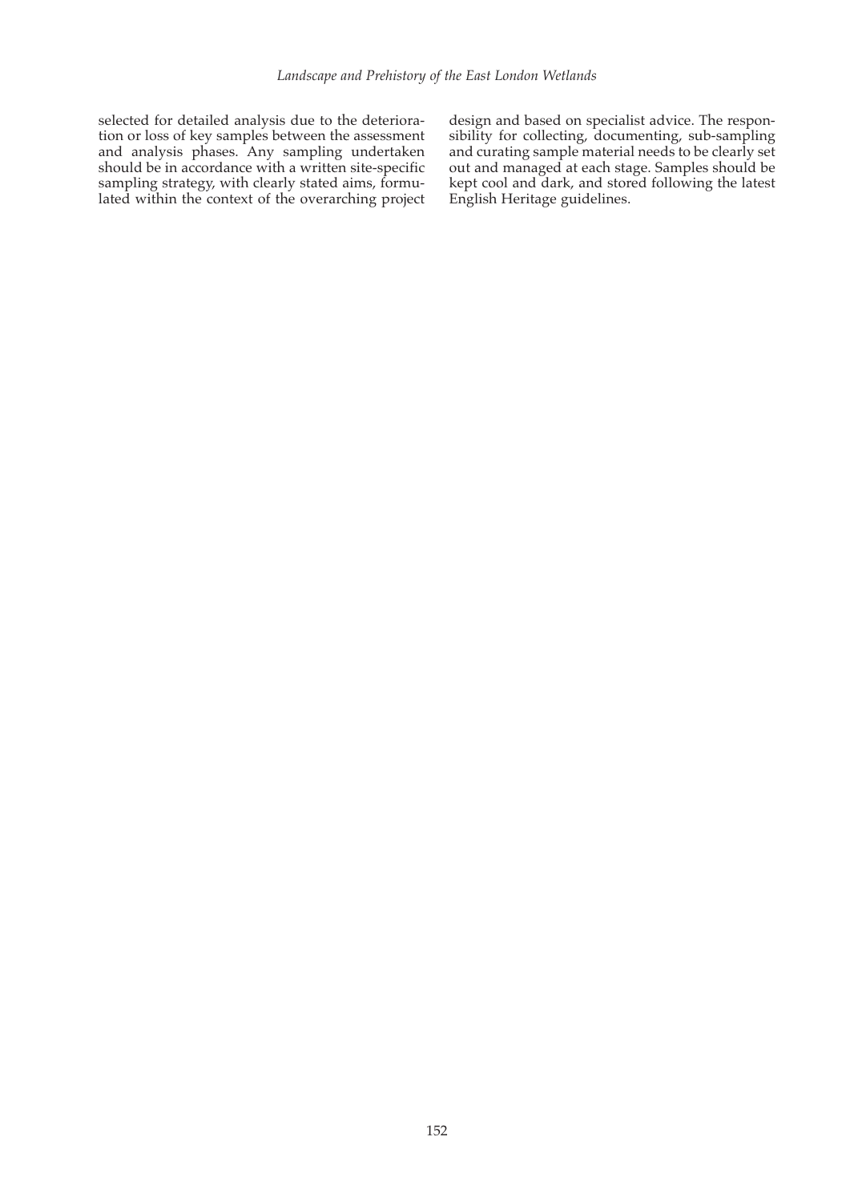selected for detailed analysis due to the deterioration or loss of key samples between the assessment and analysis phases. Any sampling undertaken should be in accordance with a written site-specific sampling strategy, with clearly stated aims, formulated within the context of the overarching project design and based on specialist advice. The responsibility for collecting, documenting, sub-sampling and curating sample material needs to be clearly set out and managed at each stage. Samples should be kept cool and dark, and stored following the latest English Heritage guidelines.